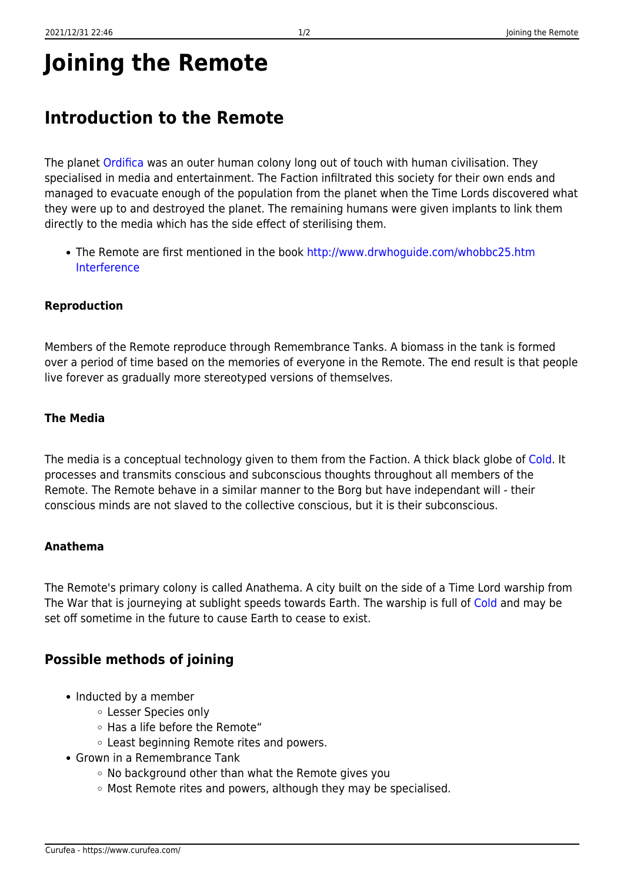# Joining the Remote

## Introduction to the Remote

The planet Ordifica was an outer human colony long out of touch with human civilisation. They specialised in media and entertainment. The Faction infiltrated this society for their own ends and managed to evacuate enough of the population from the planet when the Time Lords discovered what they were up to and destroyed the planet. The remaining humans were given implants to link them directly to the media which has the side effect of sterilising them.

- The Remote are first mentioned in the book http://www.drwhoguide.com/whobbc25.htm Interference

#### Reproduction

Members of the Remote reproduce through Remembrance Tanks. A biomass in the tank is formed over a period of time based on the memories of everyone in the Remote. The end result is that people live forever as gradually more stereotyped versions of themselves.

#### The Media

The media is a conceptual technology given to them from the Faction. A thick black globe of Cold. It processes and transmits conscious and subconscious thoughts throughout all members of the Remote. The Remote behave in a similar manner to the Borg but have independant will - their conscious minds are not slaved to the collective conscious, but it is their subconscious.

#### Anathema

The Remote's primary colony is called Anathema. A city built on the side of a Time Lord warship from The War that is journeying at sublight speeds towards Earth. The warship is full of Cold and may be set off sometime in the future to cause Earth to cease to exist.

## Possible methods of joining

- Inducted by a member
  - Lesser Species only
  - Has a life before the Remote“
  - Least beginning Remote rites and powers.
- Grown in a Remembrance Tank
  - No background other than what the Remote gives you
  - Most Remote rites and powers, although they may be specialised.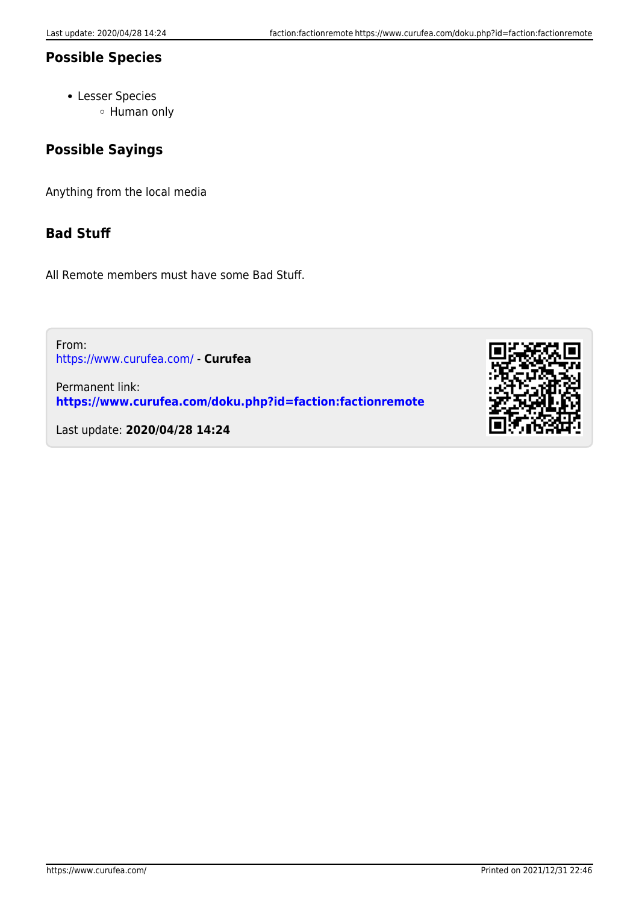## Possible Species

- Lesser Species
  - Human only

## Possible Sayings

Anything from the local media

## Bad Stuff

All Remote members must have some Bad Stuff.

From:
https://www.curufea.com/ - **Curufea**

Permanent link:
**https://www.curufea.com/doku.php?id=faction:factionremote**

Last update: **2020/04/28 14:24**